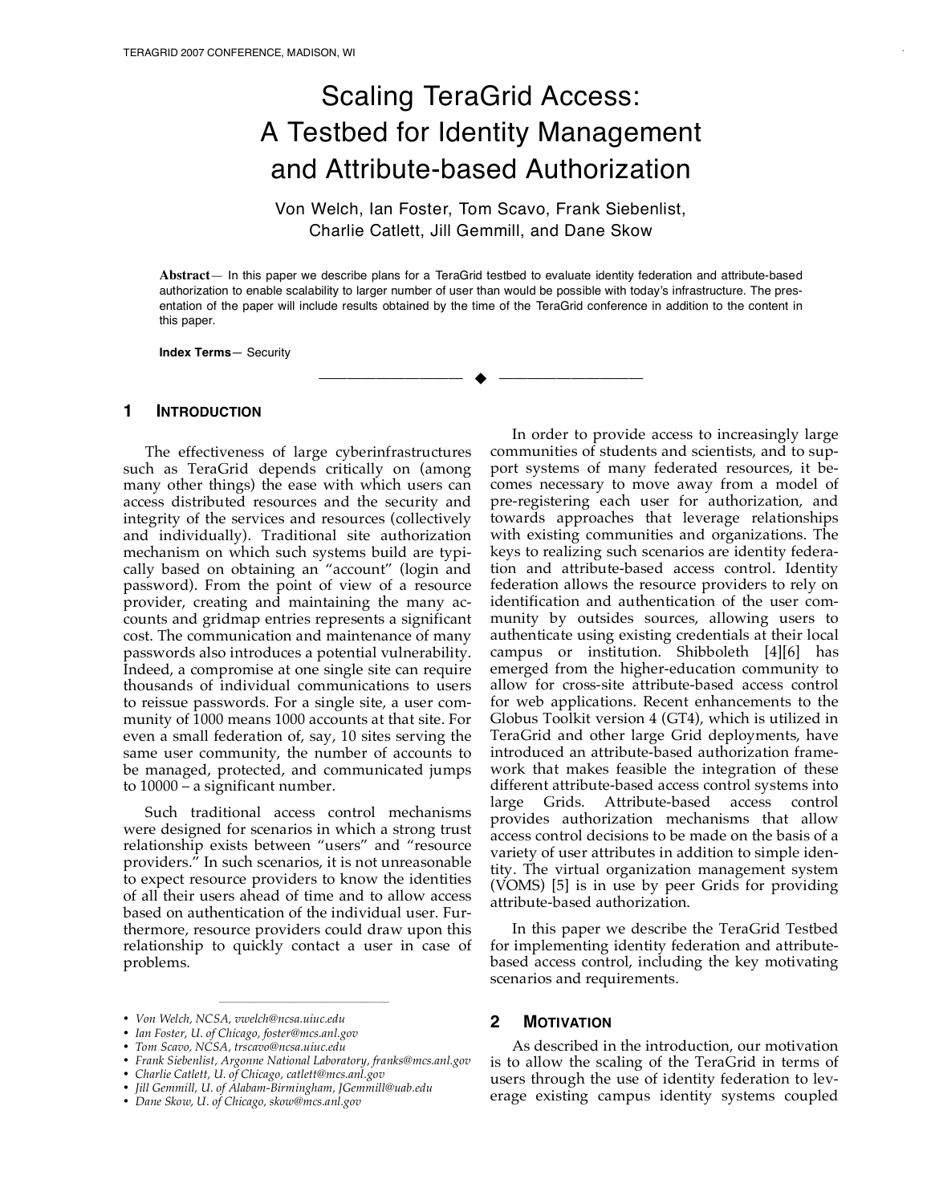# Scaling TeraGrid Access: A Testbed for Identity Management and Attribute-based Authorization

Von Welch, Ian Foster, Tom Scavo, Frank Siebenlist, Charlie Catlett, Jill Gemmill, and Dane Skow

**Abstract**— In this paper we describe plans for a TeraGrid testbed to evaluate identity federation and attribute-based authorization to enable scalability to larger number of user than would be possible with today's infrastructure. The presentation of the paper will include results obtained by the time of the TeraGrid conference in addition to the content in this paper.

**Index Terms**— Security

## 1 Introduction

The effectiveness of large cyberinfrastructures such as TeraGrid depends critically on (among many other things) the ease with which users can access distributed resources and the security and integrity of the services and resources (collectively and individually). Traditional site authorization mechanism on which such systems build are typically based on obtaining an "account" (login and password). From the point of view of a resource provider, creating and maintaining the many accounts and gridmap entries represents a significant cost. The communication and maintenance of many passwords also introduces a potential vulnerability. Indeed, a compromise at one single site can require thousands of individual communications to users to reissue passwords. For a single site, a user community of 1000 means 1000 accounts at that site. For even a small federation of, say, 10 sites serving the same user community, the number of accounts to be managed, protected, and communicated jumps to 10000 – a significant number.

Such traditional access control mechanisms were designed for scenarios in which a strong trust relationship exists between "users" and "resource providers." In such scenarios, it is not unreasonable to expect resource providers to know the identities of all their users ahead of time and to allow access based on authentication of the individual user. Furthermore, resource providers could draw upon this relationship to quickly contact a user in case of problems.

In order to provide access to increasingly large communities of students and scientists, and to support systems of many federated resources, it becomes necessary to move away from a model of pre-registering each user for authorization, and towards approaches that leverage relationships with existing communities and organizations. The keys to realizing such scenarios are identity federation and attribute-based access control. Identity federation allows the resource providers to rely on identification and authentication of the user community by outsides sources, allowing users to authenticate using existing credentials at their local campus or institution. Shibboleth [4][6] has emerged from the higher-education community to allow for cross-site attribute-based access control for web applications. Recent enhancements to the Globus Toolkit version 4 (GT4), which is utilized in TeraGrid and other large Grid deployments, have introduced an attribute-based authorization framework that makes feasible the integration of these different attribute-based access control systems into large Grids. Attribute-based access control provides authorization mechanisms that allow access control decisions to be made on the basis of a variety of user attributes in addition to simple identity. The virtual organization management system (VOMS) [5] is in use by peer Grids for providing attribute-based authorization.

In this paper we describe the TeraGrid Testbed for implementing identity federation and attribute-based access control, including the key motivating scenarios and requirements.

## 2 Motivation

As described in the introduction, our motivation is to allow the scaling of the TeraGrid in terms of users through the use of identity federation to leverage existing campus identity systems coupled

---

- *Von Welch, NCSA, vwelch@ncsa.uiuc.edu*
- *Ian Foster, U. of Chicago, foster@mcs.anl.gov*
- *Tom Scavo, NCSA, trscavo@ncsa.uiuc.edu*
- *Frank Siebenlist, Argonne National Laboratory, franks@mcs.anl.gov*
- *Charlie Catlett, U. of Chicago, catlett@mcs.anl.gov*
- *Jill Gemmill, U. of Alabam-Birmingham, JGemmill@uab.edu*
- *Dane Skow, U. of Chicago, skow@mcs.anl.gov*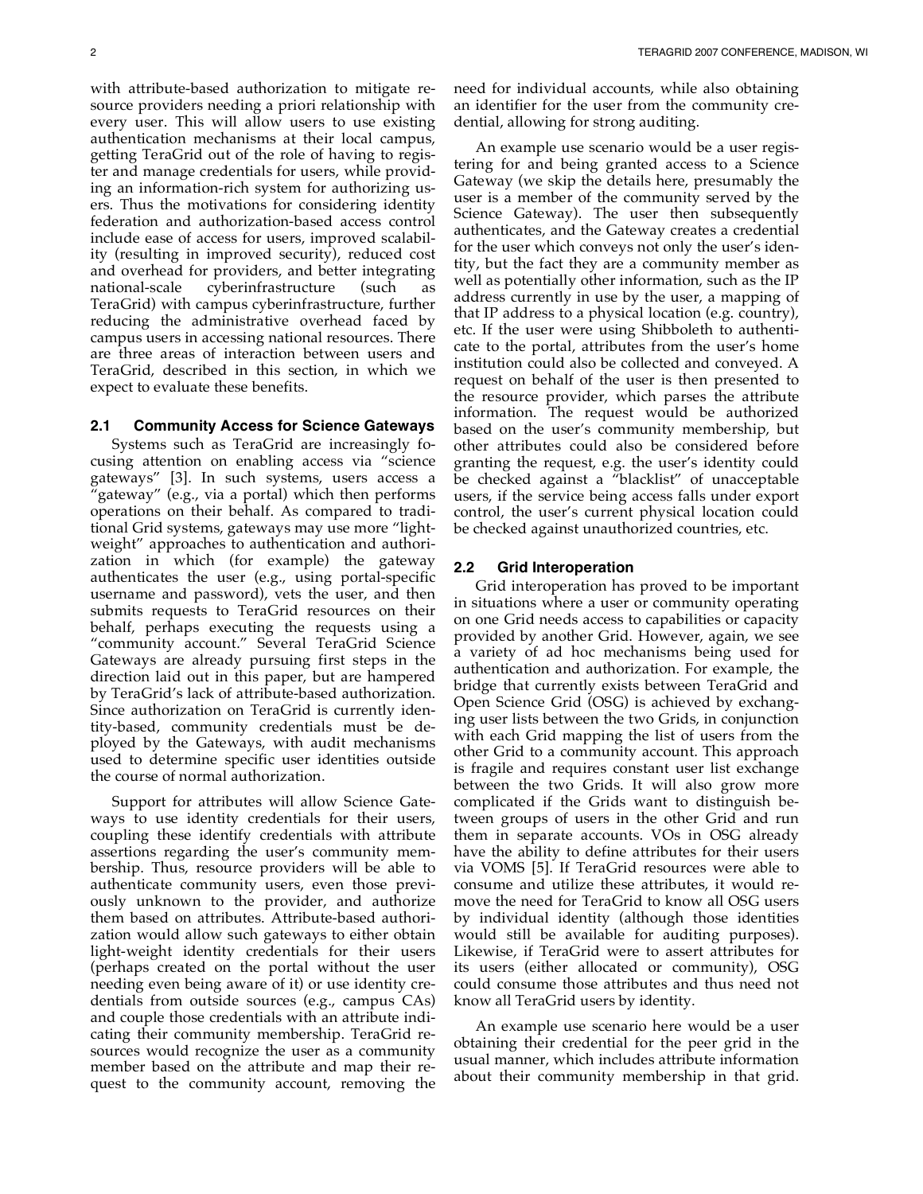with attribute-based authorization to mitigate resource providers needing a priori relationship with every user. This will allow users to use existing authentication mechanisms at their local campus, getting TeraGrid out of the role of having to register and manage credentials for users, while providing an information-rich system for authorizing users. Thus the motivations for considering identity federation and authorization-based access control include ease of access for users, improved scalability (resulting in improved security), reduced cost and overhead for providers, and better integrating national-scale cyberinfrastructure (such as TeraGrid) with campus cyberinfrastructure, further reducing the administrative overhead faced by campus users in accessing national resources. There are three areas of interaction between users and TeraGrid, described in this section, in which we expect to evaluate these benefits.

### 2.1 Community Access for Science Gateways

Systems such as TeraGrid are increasingly focusing attention on enabling access via "science gateways" [3]. In such systems, users access a "gateway" (e.g., via a portal) which then performs operations on their behalf. As compared to traditional Grid systems, gateways may use more "lightweight" approaches to authentication and authorization in which (for example) the gateway authenticates the user (e.g., using portal-specific username and password), vets the user, and then submits requests to TeraGrid resources on their behalf, perhaps executing the requests using a "community account." Several TeraGrid Science Gateways are already pursuing first steps in the direction laid out in this paper, but are hampered by TeraGrid's lack of attribute-based authorization. Since authorization on TeraGrid is currently identity-based, community credentials must be deployed by the Gateways, with audit mechanisms used to determine specific user identities outside the course of normal authorization.

Support for attributes will allow Science Gateways to use identity credentials for their users, coupling these identify credentials with attribute assertions regarding the user's community membership. Thus, resource providers will be able to authenticate community users, even those previously unknown to the provider, and authorize them based on attributes. Attribute-based authorization would allow such gateways to either obtain light-weight identity credentials for their users (perhaps created on the portal without the user needing even being aware of it) or use identity credentials from outside sources (e.g., campus CAs) and couple those credentials with an attribute indicating their community membership. TeraGrid resources would recognize the user as a community member based on the attribute and map their request to the community account, removing the need for individual accounts, while also obtaining an identifier for the user from the community credential, allowing for strong auditing.

An example use scenario would be a user registering for and being granted access to a Science Gateway (we skip the details here, presumably the user is a member of the community served by the Science Gateway). The user then subsequently authenticates, and the Gateway creates a credential for the user which conveys not only the user's identity, but the fact they are a community member as well as potentially other information, such as the IP address currently in use by the user, a mapping of that IP address to a physical location (e.g. country), etc. If the user were using Shibboleth to authenticate to the portal, attributes from the user's home institution could also be collected and conveyed. A request on behalf of the user is then presented to the resource provider, which parses the attribute information. The request would be authorized based on the user's community membership, but other attributes could also be considered before granting the request, e.g. the user's identity could be checked against a "blacklist" of unacceptable users, if the service being access falls under export control, the user's current physical location could be checked against unauthorized countries, etc.

### 2.2 Grid Interoperation

Grid interoperation has proved to be important in situations where a user or community operating on one Grid needs access to capabilities or capacity provided by another Grid. However, again, we see a variety of ad hoc mechanisms being used for authentication and authorization. For example, the bridge that currently exists between TeraGrid and Open Science Grid (OSG) is achieved by exchanging user lists between the two Grids, in conjunction with each Grid mapping the list of users from the other Grid to a community account. This approach is fragile and requires constant user list exchange between the two Grids. It will also grow more complicated if the Grids want to distinguish between groups of users in the other Grid and run them in separate accounts. VOs in OSG already have the ability to define attributes for their users via VOMS [5]. If TeraGrid resources were able to consume and utilize these attributes, it would remove the need for TeraGrid to know all OSG users by individual identity (although those identities would still be available for auditing purposes). Likewise, if TeraGrid were to assert attributes for its users (either allocated or community), OSG could consume those attributes and thus need not know all TeraGrid users by identity.

An example use scenario here would be a user obtaining their credential for the peer grid in the usual manner, which includes attribute information about their community membership in that grid.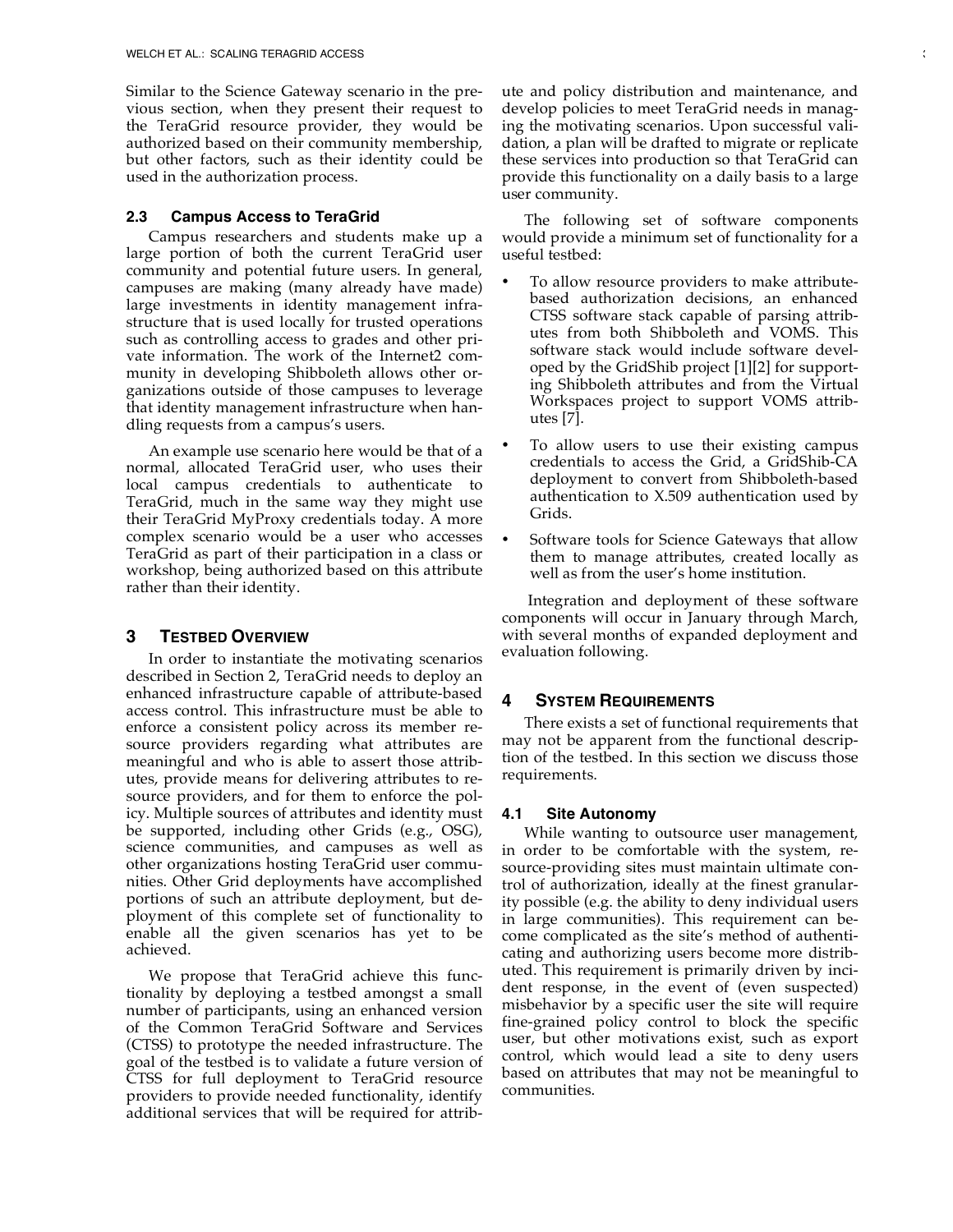Similar to the Science Gateway scenario in the previous section, when they present their request to the TeraGrid resource provider, they would be authorized based on their community membership, but other factors, such as their identity could be used in the authorization process.

### 2.3 Campus Access to TeraGrid

Campus researchers and students make up a large portion of both the current TeraGrid user community and potential future users. In general, campuses are making (many already have made) large investments in identity management infrastructure that is used locally for trusted operations such as controlling access to grades and other private information. The work of the Internet2 community in developing Shibboleth allows other organizations outside of those campuses to leverage that identity management infrastructure when handling requests from a campus's users.

An example use scenario here would be that of a normal, allocated TeraGrid user, who uses their local campus credentials to authenticate to TeraGrid, much in the same way they might use their TeraGrid MyProxy credentials today. A more complex scenario would be a user who accesses TeraGrid as part of their participation in a class or workshop, being authorized based on this attribute rather than their identity.

## 3 Testbed Overview

In order to instantiate the motivating scenarios described in Section 2, TeraGrid needs to deploy an enhanced infrastructure capable of attribute-based access control. This infrastructure must be able to enforce a consistent policy across its member resource providers regarding what attributes are meaningful and who is able to assert those attributes, provide means for delivering attributes to resource providers, and for them to enforce the policy. Multiple sources of attributes and identity must be supported, including other Grids (e.g., OSG), science communities, and campuses as well as other organizations hosting TeraGrid user communities. Other Grid deployments have accomplished portions of such an attribute deployment, but deployment of this complete set of functionality to enable all the given scenarios has yet to be achieved.

We propose that TeraGrid achieve this functionality by deploying a testbed amongst a small number of participants, using an enhanced version of the Common TeraGrid Software and Services (CTSS) to prototype the needed infrastructure. The goal of the testbed is to validate a future version of CTSS for full deployment to TeraGrid resource providers to provide needed functionality, identify additional services that will be required for attribute and policy distribution and maintenance, and develop policies to meet TeraGrid needs in managing the motivating scenarios. Upon successful validation, a plan will be drafted to migrate or replicate these services into production so that TeraGrid can provide this functionality on a daily basis to a large user community.

The following set of software components would provide a minimum set of functionality for a useful testbed:

- To allow resource providers to make attribute-based authorization decisions, an enhanced CTSS software stack capable of parsing attributes from both Shibboleth and VOMS. This software stack would include software developed by the GridShib project [1][2] for supporting Shibboleth attributes and from the Virtual Workspaces project to support VOMS attributes [7].
- To allow users to use their existing campus credentials to access the Grid, a GridShib-CA deployment to convert from Shibboleth-based authentication to X.509 authentication used by Grids.
- Software tools for Science Gateways that allow them to manage attributes, created locally as well as from the user's home institution.

Integration and deployment of these software components will occur in January through March, with several months of expanded deployment and evaluation following.

## 4 System Requirements

There exists a set of functional requirements that may not be apparent from the functional description of the testbed. In this section we discuss those requirements.

### 4.1 Site Autonomy

While wanting to outsource user management, in order to be comfortable with the system, resource-providing sites must maintain ultimate control of authorization, ideally at the finest granularity possible (e.g. the ability to deny individual users in large communities). This requirement can become complicated as the site's method of authenticating and authorizing users become more distributed. This requirement is primarily driven by incident response, in the event of (even suspected) misbehavior by a specific user the site will require fine-grained policy control to block the specific user, but other motivations exist, such as export control, which would lead a site to deny users based on attributes that may not be meaningful to communities.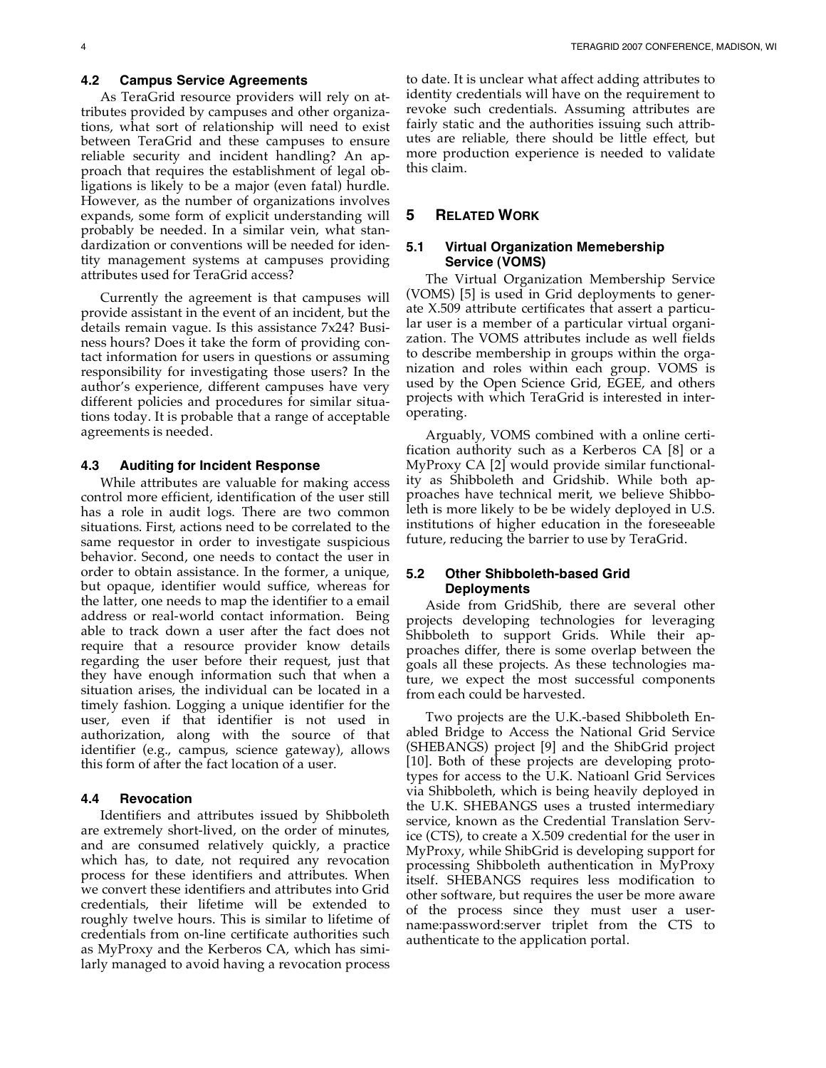### 4.2 Campus Service Agreements

As TeraGrid resource providers will rely on attributes provided by campuses and other organizations, what sort of relationship will need to exist between TeraGrid and these campuses to ensure reliable security and incident handling? An approach that requires the establishment of legal obligations is likely to be a major (even fatal) hurdle. However, as the number of organizations involves expands, some form of explicit understanding will probably be needed. In a similar vein, what standardization or conventions will be needed for identity management systems at campuses providing attributes used for TeraGrid access?

Currently the agreement is that campuses will provide assistant in the event of an incident, but the details remain vague. Is this assistance 7x24? Business hours? Does it take the form of providing contact information for users in questions or assuming responsibility for investigating those users? In the author's experience, different campuses have very different policies and procedures for similar situations today. It is probable that a range of acceptable agreements is needed.

### 4.3 Auditing for Incident Response

While attributes are valuable for making access control more efficient, identification of the user still has a role in audit logs. There are two common situations. First, actions need to be correlated to the same requestor in order to investigate suspicious behavior. Second, one needs to contact the user in order to obtain assistance. In the former, a unique, but opaque, identifier would suffice, whereas for the latter, one needs to map the identifier to a email address or real-world contact information. Being able to track down a user after the fact does not require that a resource provider know details regarding the user before their request, just that they have enough information such that when a situation arises, the individual can be located in a timely fashion. Logging a unique identifier for the user, even if that identifier is not used in authorization, along with the source of that identifier (e.g., campus, science gateway), allows this form of after the fact location of a user.

### 4.4 Revocation

Identifiers and attributes issued by Shibboleth are extremely short-lived, on the order of minutes, and are consumed relatively quickly, a practice which has, to date, not required any revocation process for these identifiers and attributes. When we convert these identifiers and attributes into Grid credentials, their lifetime will be extended to roughly twelve hours. This is similar to lifetime of credentials from on-line certificate authorities such as MyProxy and the Kerberos CA, which has similarly managed to avoid having a revocation process to date. It is unclear what affect adding attributes to identity credentials will have on the requirement to revoke such credentials. Assuming attributes are fairly static and the authorities issuing such attributes are reliable, there should be little effect, but more production experience is needed to validate this claim.

## 5 Related Work

### 5.1 Virtual Organization Memebership Service (VOMS)

The Virtual Organization Membership Service (VOMS) [5] is used in Grid deployments to generate X.509 attribute certificates that assert a particular user is a member of a particular virtual organization. The VOMS attributes include as well fields to describe membership in groups within the organization and roles within each group. VOMS is used by the Open Science Grid, EGEE, and others projects with which TeraGrid is interested in interoperating.

Arguably, VOMS combined with a online certification authority such as a Kerberos CA [8] or a MyProxy CA [2] would provide similar functionality as Shibboleth and Gridshib. While both approaches have technical merit, we believe Shibboleth is more likely to be be widely deployed in U.S. institutions of higher education in the foreseeable future, reducing the barrier to use by TeraGrid.

### 5.2 Other Shibboleth-based Grid Deployments

Aside from GridShib, there are several other projects developing technologies for leveraging Shibboleth to support Grids. While their approaches differ, there is some overlap between the goals all these projects. As these technologies mature, we expect the most successful components from each could be harvested.

Two projects are the U.K.-based Shibboleth Enabled Bridge to Access the National Grid Service (SHEBANGS) project [9] and the ShibGrid project [10]. Both of these projects are developing prototypes for access to the U.K. Natioanl Grid Services via Shibboleth, which is being heavily deployed in the U.K. SHEBANGS uses a trusted intermediary service, known as the Credential Translation Service (CTS), to create a X.509 credential for the user in MyProxy, while ShibGrid is developing support for processing Shibboleth authentication in MyProxy itself. SHEBANGS requires less modification to other software, but requires the user be more aware of the process since they must user a username:password:server triplet from the CTS to authenticate to the application portal.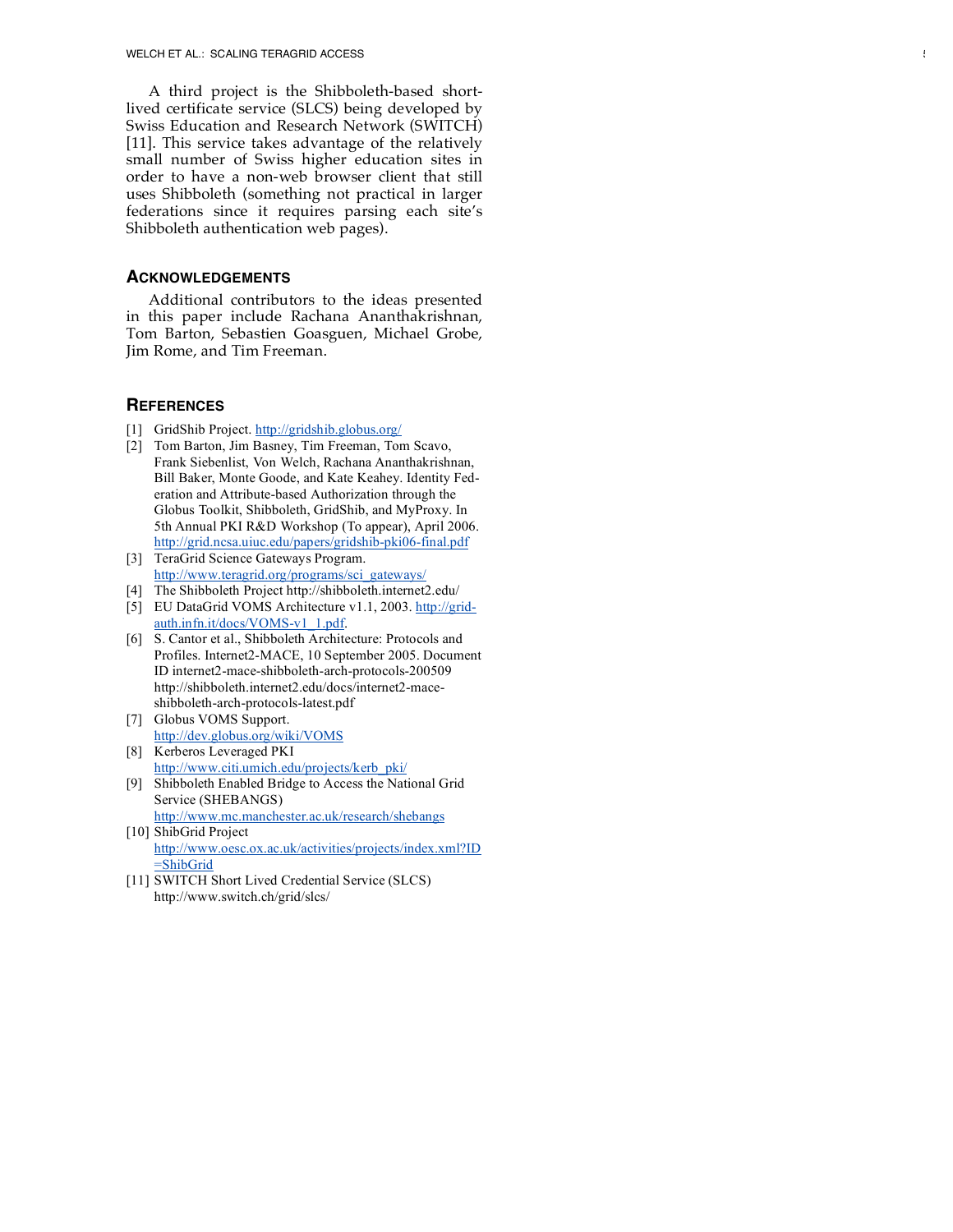A third project is the Shibboleth-based short-lived certificate service (SLCS) being developed by Swiss Education and Research Network (SWITCH) [11]. This service takes advantage of the relatively small number of Swiss higher education sites in order to have a non-web browser client that still uses Shibboleth (something not practical in larger federations since it requires parsing each site's Shibboleth authentication web pages).

## ACKNOWLEDGEMENTS

Additional contributors to the ideas presented in this paper include Rachana Ananthakrishnan, Tom Barton, Sebastien Goasguen, Michael Grobe, Jim Rome, and Tim Freeman.

## REFERENCES

[1] GridShib Project. http://gridshib.globus.org/

[2] Tom Barton, Jim Basney, Tim Freeman, Tom Scavo, Frank Siebenlist, Von Welch, Rachana Ananthakrishnan, Bill Baker, Monte Goode, and Kate Keahey. Identity Federation and Attribute-based Authorization through the Globus Toolkit, Shibboleth, GridShib, and MyProxy. In 5th Annual PKI R&D Workshop (To appear), April 2006. http://grid.ncsa.uiuc.edu/papers/gridshib-pki06-final.pdf

[3] TeraGrid Science Gateways Program. http://www.teragrid.org/programs/sci_gateways/

[4] The Shibboleth Project http://shibboleth.internet2.edu/

[5] EU DataGrid VOMS Architecture v1.1, 2003. http://grid-auth.infn.it/docs/VOMS-v1_1.pdf.

[6] S. Cantor et al., Shibboleth Architecture: Protocols and Profiles. Internet2-MACE, 10 September 2005. Document ID internet2-mace-shibboleth-arch-protocols-200509 http://shibboleth.internet2.edu/docs/internet2-mace-shibboleth-arch-protocols-latest.pdf

[7] Globus VOMS Support. http://dev.globus.org/wiki/VOMS

[8] Kerberos Leveraged PKI http://www.citi.umich.edu/projects/kerb_pki/

[9] Shibboleth Enabled Bridge to Access the National Grid Service (SHEBANGS) http://www.mc.manchester.ac.uk/research/shebangs

[10] ShibGrid Project http://www.oesc.ox.ac.uk/activities/projects/index.xml?ID=ShibGrid

[11] SWITCH Short Lived Credential Service (SLCS) http://www.switch.ch/grid/slcs/